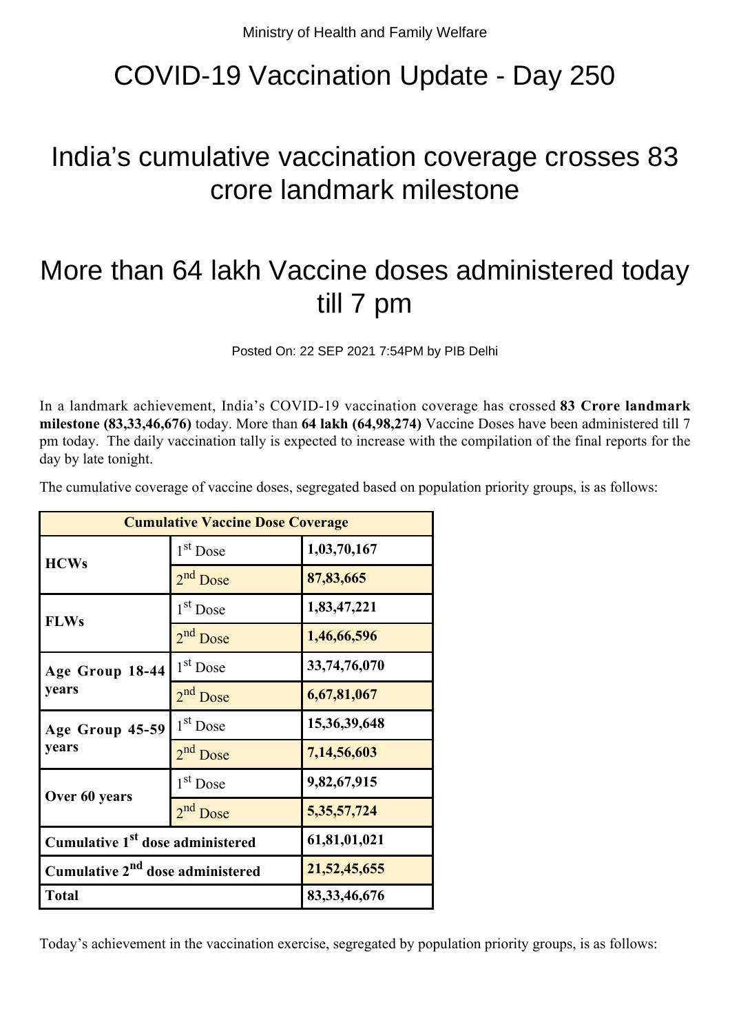Ministry of Health and Family Welfare

# COVID-19 Vaccination Update - Day 250

## India's cumulative vaccination coverage crosses 83 crore landmark milestone

## More than 64 lakh Vaccine doses administered today till 7 pm

Posted On: 22 SEP 2021 7:54PM by PIB Delhi

In a landmark achievement, India's COVID-19 vaccination coverage has crossed **83 Crore landmark milestone (83,33,46,676)** today. More than **64 lakh (64,98,274)** Vaccine Doses have been administered till 7 pm today. The daily vaccination tally is expected to increase with the compilation of the final reports for the day by late tonight.

The cumulative coverage of vaccine doses, segregated based on population priority groups, is as follows:

| **Cumulative Vaccine Dose Coverage** | | |
|---|---|---|
| **HCWs** | 1st Dose | **1,03,70,167** |
| | 2nd Dose | **87,83,665** |
| **FLWs** | 1st Dose | **1,83,47,221** |
| | 2nd Dose | **1,46,66,596** |
| **Age Group 18-44 years** | 1st Dose | **33,74,76,070** |
| | 2nd Dose | **6,67,81,067** |
| **Age Group 45-59 years** | 1st Dose | **15,36,39,648** |
| | 2nd Dose | **7,14,56,603** |
| **Over 60 years** | 1st Dose | **9,82,67,915** |
| | 2nd Dose | **5,35,57,724** |
| **Cumulative 1st dose administered** | | **61,81,01,021** |
| **Cumulative 2nd dose administered** | | **21,52,45,655** |
| **Total** | | **83,33,46,676** |

Today's achievement in the vaccination exercise, segregated by population priority groups, is as follows: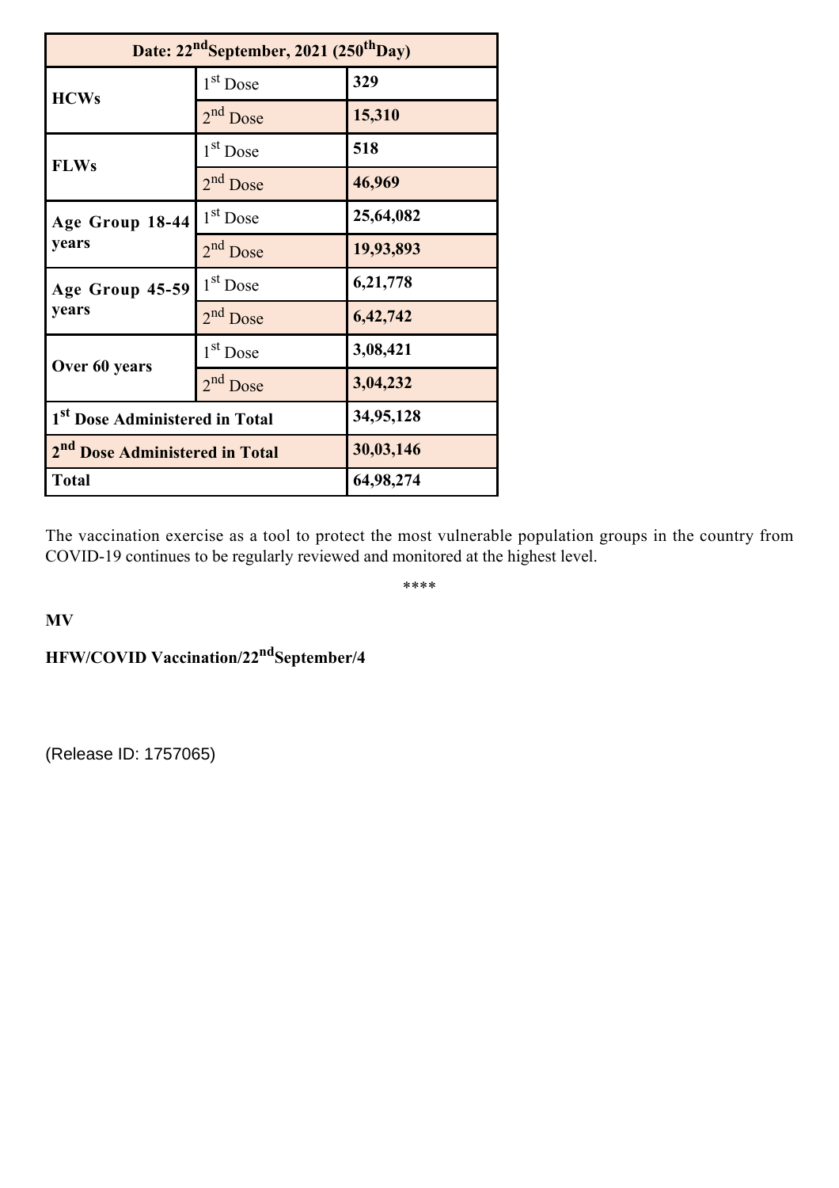| Date: 22nd September, 2021 (250th Day) | | |
| --- | --- | --- |
| HCWs | 1st Dose | 329 |
| | 2nd Dose | 15,310 |
| FLWs | 1st Dose | 518 |
| | 2nd Dose | 46,969 |
| Age Group 18-44 years | 1st Dose | 25,64,082 |
| | 2nd Dose | 19,93,893 |
| Age Group 45-59 years | 1st Dose | 6,21,778 |
| | 2nd Dose | 6,42,742 |
| Over 60 years | 1st Dose | 3,08,421 |
| | 2nd Dose | 3,04,232 |
| 1st Dose Administered in Total | | 34,95,128 |
| 2nd Dose Administered in Total | | 30,03,146 |
| Total | | 64,98,274 |

The vaccination exercise as a tool to protect the most vulnerable population groups in the country from COVID-19 continues to be regularly reviewed and monitored at the highest level.

****

**MV**

**HFW/COVID Vaccination/22nd September/4**

(Release ID: 1757065)